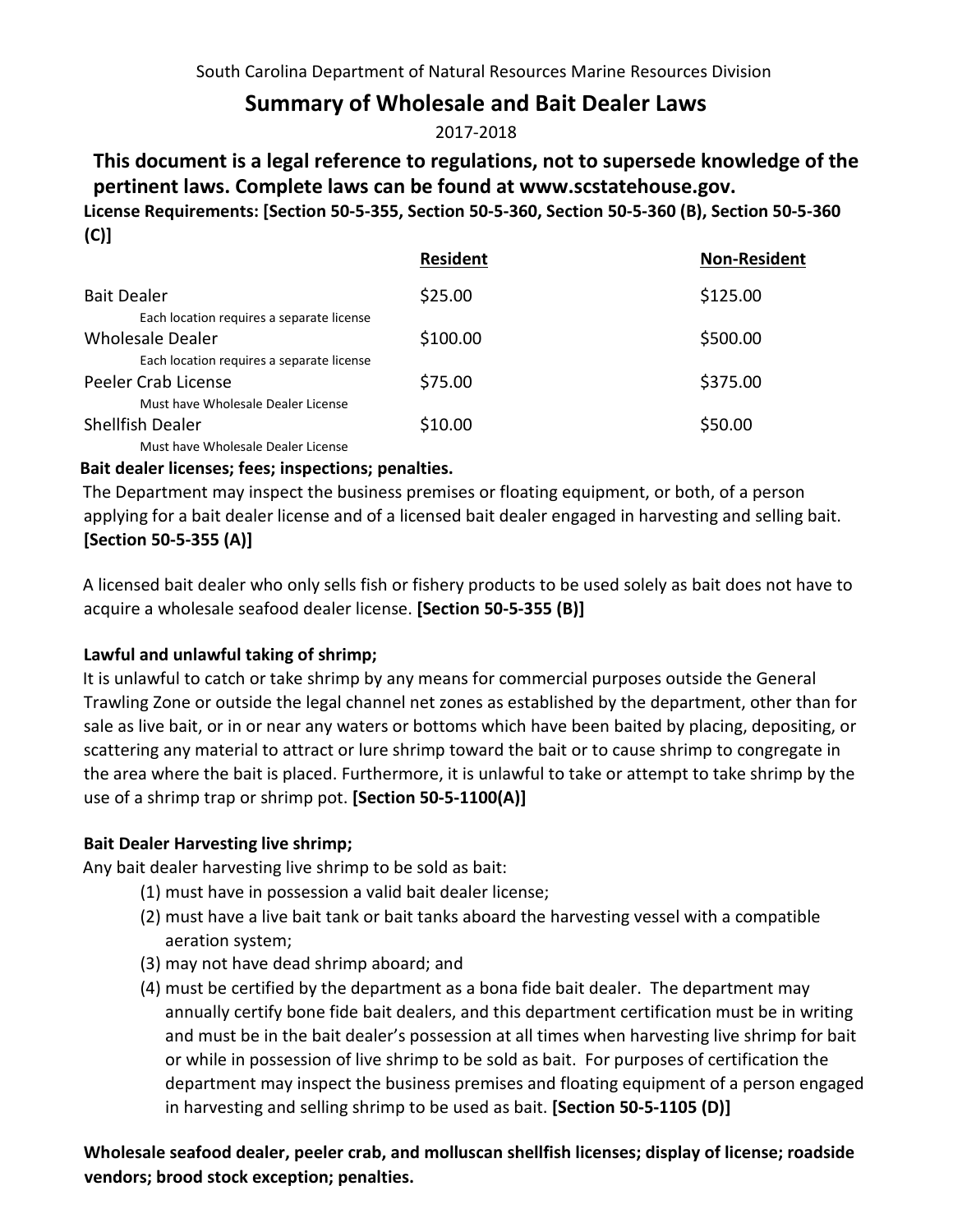South Carolina Department of Natural Resources Marine Resources Division

# Summary of Wholesale and Bait Dealer Laws

2017-2018

**This document is a legal reference to regulations, not to supersede knowledge of the pertinent laws. Complete laws can be found at www.scstatehouse.gov.**

**License Requirements: [Section 50-5-355, Section 50-5-360, Section 50-5-360 (B), Section 50-5-360 (C)]**

| | Resident | Non-Resident |
|---|---|---|
| Bait Dealer<br>Each location requires a separate license | $25.00 | $125.00 |
| Wholesale Dealer<br>Each location requires a separate license | $100.00 | $500.00 |
| Peeler Crab License<br>Must have Wholesale Dealer License | $75.00 | $375.00 |
| Shellfish Dealer<br>Must have Wholesale Dealer License | $10.00 | $50.00 |

**Bait dealer licenses; fees; inspections; penalties.**

The Department may inspect the business premises or floating equipment, or both, of a person applying for a bait dealer license and of a licensed bait dealer engaged in harvesting and selling bait. **[Section 50-5-355 (A)]**

A licensed bait dealer who only sells fish or fishery products to be used solely as bait does not have to acquire a wholesale seafood dealer license. **[Section 50-5-355 (B)]**

**Lawful and unlawful taking of shrimp;**

It is unlawful to catch or take shrimp by any means for commercial purposes outside the General Trawling Zone or outside the legal channel net zones as established by the department, other than for sale as live bait, or in or near any waters or bottoms which have been baited by placing, depositing, or scattering any material to attract or lure shrimp toward the bait or to cause shrimp to congregate in the area where the bait is placed. Furthermore, it is unlawful to take or attempt to take shrimp by the use of a shrimp trap or shrimp pot. **[Section 50-5-1100(A)]**

**Bait Dealer Harvesting live shrimp;**

Any bait dealer harvesting live shrimp to be sold as bait:

(1) must have in possession a valid bait dealer license;

(2) must have a live bait tank or bait tanks aboard the harvesting vessel with a compatible aeration system;

(3) may not have dead shrimp aboard; and

(4) must be certified by the department as a bona fide bait dealer. The department may annually certify bone fide bait dealers, and this department certification must be in writing and must be in the bait dealer's possession at all times when harvesting live shrimp for bait or while in possession of live shrimp to be sold as bait. For purposes of certification the department may inspect the business premises and floating equipment of a person engaged in harvesting and selling shrimp to be used as bait. **[Section 50-5-1105 (D)]**

**Wholesale seafood dealer, peeler crab, and molluscan shellfish licenses; display of license; roadside vendors; brood stock exception; penalties.**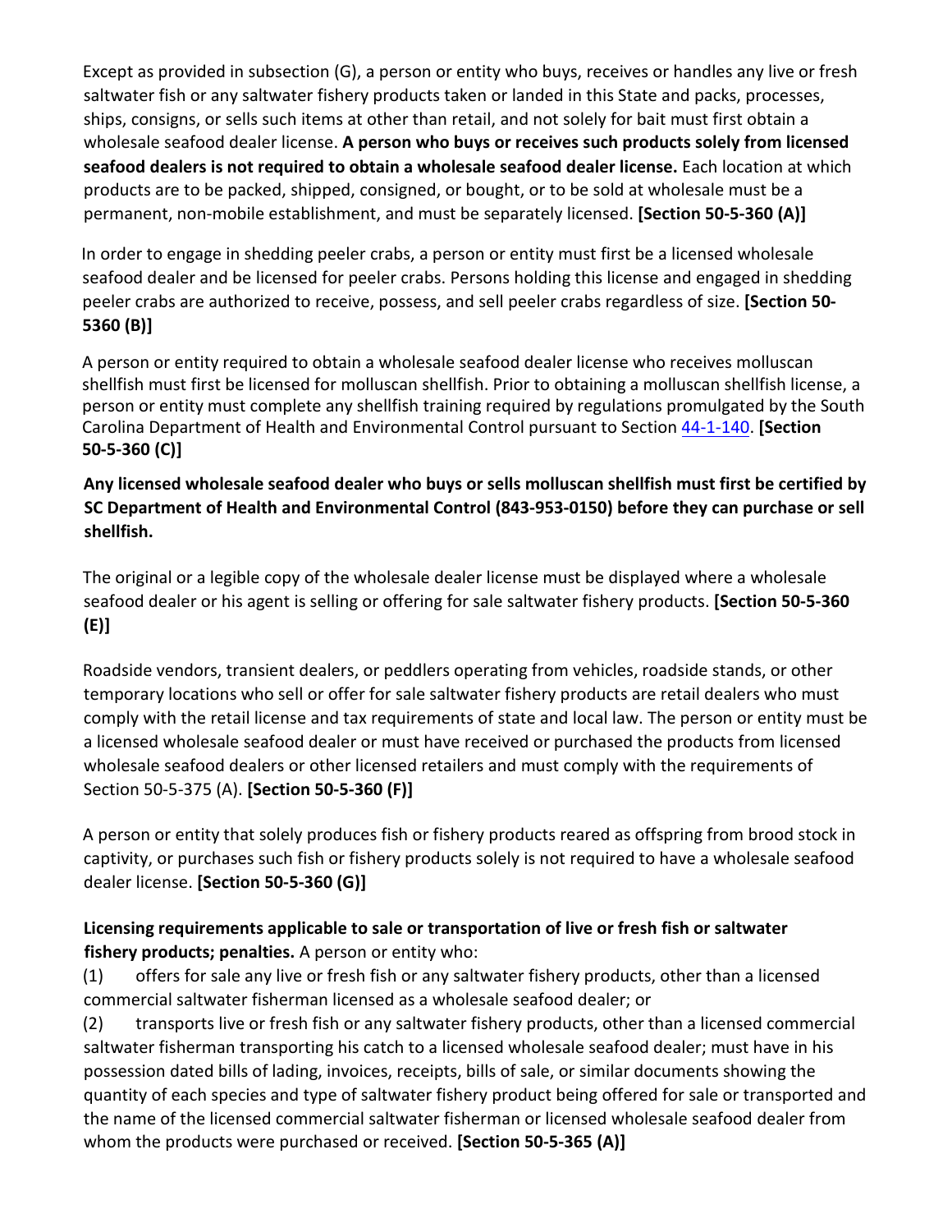Except as provided in subsection (G), a person or entity who buys, receives or handles any live or fresh saltwater fish or any saltwater fishery products taken or landed in this State and packs, processes, ships, consigns, or sells such items at other than retail, and not solely for bait must first obtain a wholesale seafood dealer license. **A person who buys or receives such products solely from licensed seafood dealers is not required to obtain a wholesale seafood dealer license.** Each location at which products are to be packed, shipped, consigned, or bought, or to be sold at wholesale must be a permanent, non-mobile establishment, and must be separately licensed. **[Section 50-5-360 (A)]**

In order to engage in shedding peeler crabs, a person or entity must first be a licensed wholesale seafood dealer and be licensed for peeler crabs. Persons holding this license and engaged in shedding peeler crabs are authorized to receive, possess, and sell peeler crabs regardless of size. **[Section 50-5360 (B)]**

A person or entity required to obtain a wholesale seafood dealer license who receives molluscan shellfish must first be licensed for molluscan shellfish. Prior to obtaining a molluscan shellfish license, a person or entity must complete any shellfish training required by regulations promulgated by the South Carolina Department of Health and Environmental Control pursuant to Section 44-1-140. **[Section 50-5-360 (C)]**

**Any licensed wholesale seafood dealer who buys or sells molluscan shellfish must first be certified by SC Department of Health and Environmental Control (843-953-0150) before they can purchase or sell shellfish.**

The original or a legible copy of the wholesale dealer license must be displayed where a wholesale seafood dealer or his agent is selling or offering for sale saltwater fishery products. **[Section 50-5-360 (E)]**

Roadside vendors, transient dealers, or peddlers operating from vehicles, roadside stands, or other temporary locations who sell or offer for sale saltwater fishery products are retail dealers who must comply with the retail license and tax requirements of state and local law. The person or entity must be a licensed wholesale seafood dealer or must have received or purchased the products from licensed wholesale seafood dealers or other licensed retailers and must comply with the requirements of Section 50-5-375 (A). **[Section 50-5-360 (F)]**

A person or entity that solely produces fish or fishery products reared as offspring from brood stock in captivity, or purchases such fish or fishery products solely is not required to have a wholesale seafood dealer license. **[Section 50-5-360 (G)]**

**Licensing requirements applicable to sale or transportation of live or fresh fish or saltwater fishery products; penalties.** A person or entity who:

(1) offers for sale any live or fresh fish or any saltwater fishery products, other than a licensed commercial saltwater fisherman licensed as a wholesale seafood dealer; or

(2) transports live or fresh fish or any saltwater fishery products, other than a licensed commercial saltwater fisherman transporting his catch to a licensed wholesale seafood dealer; must have in his possession dated bills of lading, invoices, receipts, bills of sale, or similar documents showing the quantity of each species and type of saltwater fishery product being offered for sale or transported and the name of the licensed commercial saltwater fisherman or licensed wholesale seafood dealer from whom the products were purchased or received. **[Section 50-5-365 (A)]**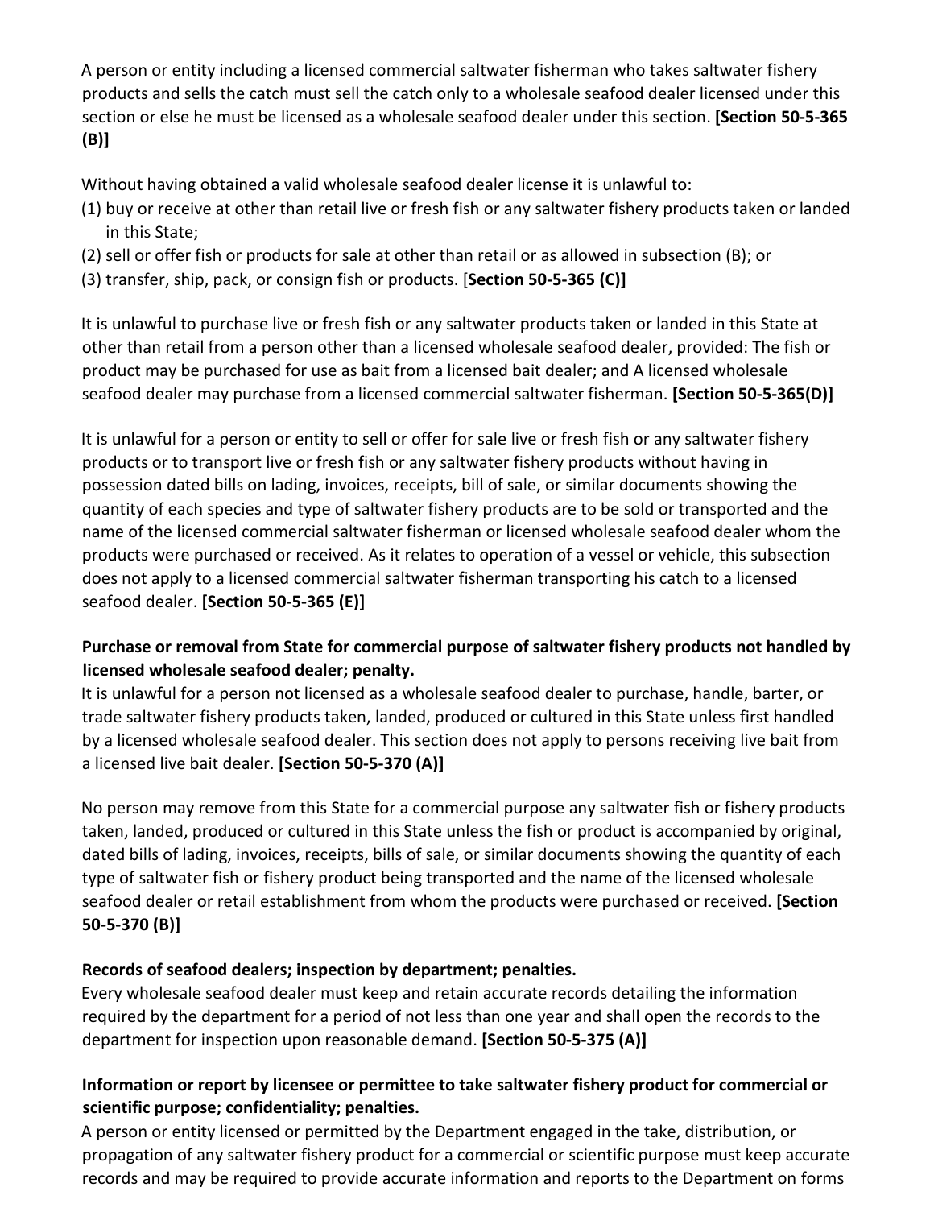A person or entity including a licensed commercial saltwater fisherman who takes saltwater fishery products and sells the catch must sell the catch only to a wholesale seafood dealer licensed under this section or else he must be licensed as a wholesale seafood dealer under this section. **[Section 50-5-365 (B)]**

Without having obtained a valid wholesale seafood dealer license it is unlawful to:

(1) buy or receive at other than retail live or fresh fish or any saltwater fishery products taken or landed in this State;
(2) sell or offer fish or products for sale at other than retail or as allowed in subsection (B); or
(3) transfer, ship, pack, or consign fish or products. [**Section 50-5-365 (C)]**

It is unlawful to purchase live or fresh fish or any saltwater products taken or landed in this State at other than retail from a person other than a licensed wholesale seafood dealer, provided: The fish or product may be purchased for use as bait from a licensed bait dealer; and A licensed wholesale seafood dealer may purchase from a licensed commercial saltwater fisherman. **[Section 50-5-365(D)]**

It is unlawful for a person or entity to sell or offer for sale live or fresh fish or any saltwater fishery products or to transport live or fresh fish or any saltwater fishery products without having in possession dated bills on lading, invoices, receipts, bill of sale, or similar documents showing the quantity of each species and type of saltwater fishery products are to be sold or transported and the name of the licensed commercial saltwater fisherman or licensed wholesale seafood dealer whom the products were purchased or received. As it relates to operation of a vessel or vehicle, this subsection does not apply to a licensed commercial saltwater fisherman transporting his catch to a licensed seafood dealer. **[Section 50-5-365 (E)]**

**Purchase or removal from State for commercial purpose of saltwater fishery products not handled by licensed wholesale seafood dealer; penalty.**

It is unlawful for a person not licensed as a wholesale seafood dealer to purchase, handle, barter, or trade saltwater fishery products taken, landed, produced or cultured in this State unless first handled by a licensed wholesale seafood dealer. This section does not apply to persons receiving live bait from a licensed live bait dealer. **[Section 50-5-370 (A)]**

No person may remove from this State for a commercial purpose any saltwater fish or fishery products taken, landed, produced or cultured in this State unless the fish or product is accompanied by original, dated bills of lading, invoices, receipts, bills of sale, or similar documents showing the quantity of each type of saltwater fish or fishery product being transported and the name of the licensed wholesale seafood dealer or retail establishment from whom the products were purchased or received. **[Section 50-5-370 (B)]**

**Records of seafood dealers; inspection by department; penalties.**

Every wholesale seafood dealer must keep and retain accurate records detailing the information required by the department for a period of not less than one year and shall open the records to the department for inspection upon reasonable demand. **[Section 50-5-375 (A)]**

**Information or report by licensee or permittee to take saltwater fishery product for commercial or scientific purpose; confidentiality; penalties.**

A person or entity licensed or permitted by the Department engaged in the take, distribution, or propagation of any saltwater fishery product for a commercial or scientific purpose must keep accurate records and may be required to provide accurate information and reports to the Department on forms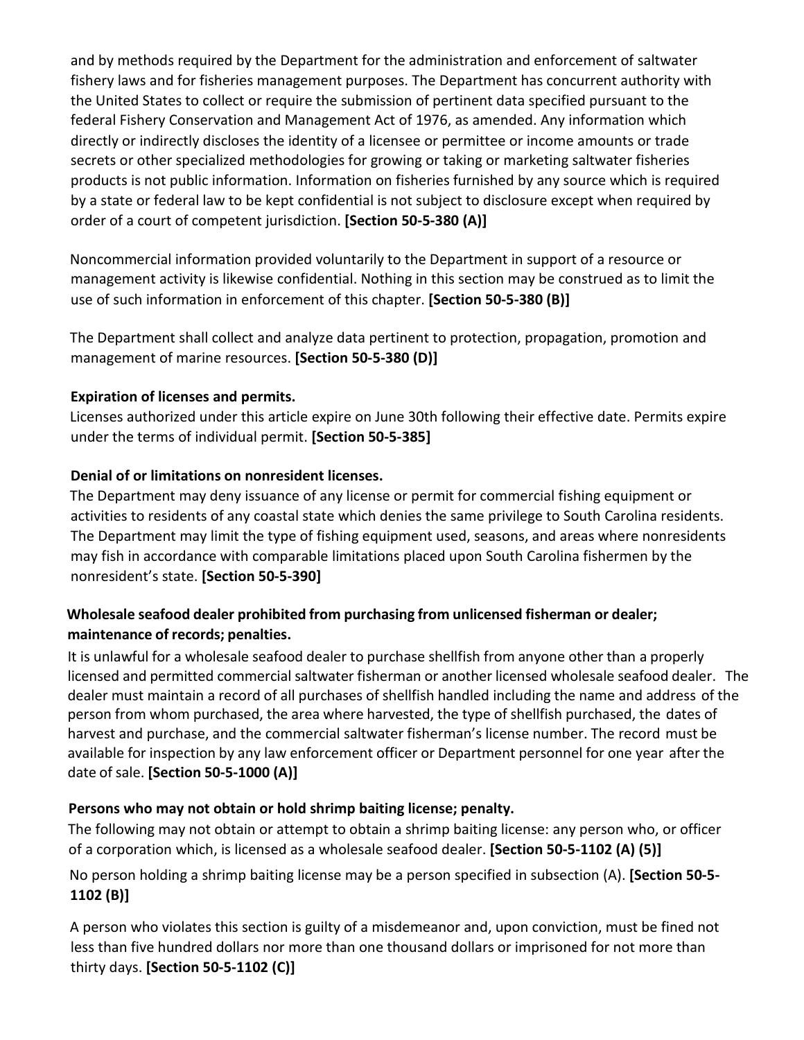and by methods required by the Department for the administration and enforcement of saltwater fishery laws and for fisheries management purposes. The Department has concurrent authority with the United States to collect or require the submission of pertinent data specified pursuant to the federal Fishery Conservation and Management Act of 1976, as amended. Any information which directly or indirectly discloses the identity of a licensee or permittee or income amounts or trade secrets or other specialized methodologies for growing or taking or marketing saltwater fisheries products is not public information. Information on fisheries furnished by any source which is required by a state or federal law to be kept confidential is not subject to disclosure except when required by order of a court of competent jurisdiction. **[Section 50-5-380 (A)]**

Noncommercial information provided voluntarily to the Department in support of a resource or management activity is likewise confidential. Nothing in this section may be construed as to limit the use of such information in enforcement of this chapter. **[Section 50-5-380 (B)]**

The Department shall collect and analyze data pertinent to protection, propagation, promotion and management of marine resources. **[Section 50-5-380 (D)]**

**Expiration of licenses and permits.**

Licenses authorized under this article expire on June 30th following their effective date. Permits expire under the terms of individual permit. **[Section 50-5-385]**

**Denial of or limitations on nonresident licenses.**

The Department may deny issuance of any license or permit for commercial fishing equipment or activities to residents of any coastal state which denies the same privilege to South Carolina residents. The Department may limit the type of fishing equipment used, seasons, and areas where nonresidents may fish in accordance with comparable limitations placed upon South Carolina fishermen by the nonresident's state. **[Section 50-5-390]**

**Wholesale seafood dealer prohibited from purchasing from unlicensed fisherman or dealer; maintenance of records; penalties.**

It is unlawful for a wholesale seafood dealer to purchase shellfish from anyone other than a properly licensed and permitted commercial saltwater fisherman or another licensed wholesale seafood dealer. The dealer must maintain a record of all purchases of shellfish handled including the name and address of the person from whom purchased, the area where harvested, the type of shellfish purchased, the dates of harvest and purchase, and the commercial saltwater fisherman's license number. The record must be available for inspection by any law enforcement officer or Department personnel for one year after the date of sale. **[Section 50-5-1000 (A)]**

**Persons who may not obtain or hold shrimp baiting license; penalty.**

The following may not obtain or attempt to obtain a shrimp baiting license: any person who, or officer of a corporation which, is licensed as a wholesale seafood dealer. **[Section 50-5-1102 (A) (5)]**

No person holding a shrimp baiting license may be a person specified in subsection (A). **[Section 50-5-1102 (B)]**

A person who violates this section is guilty of a misdemeanor and, upon conviction, must be fined not less than five hundred dollars nor more than one thousand dollars or imprisoned for not more than thirty days. **[Section 50-5-1102 (C)]**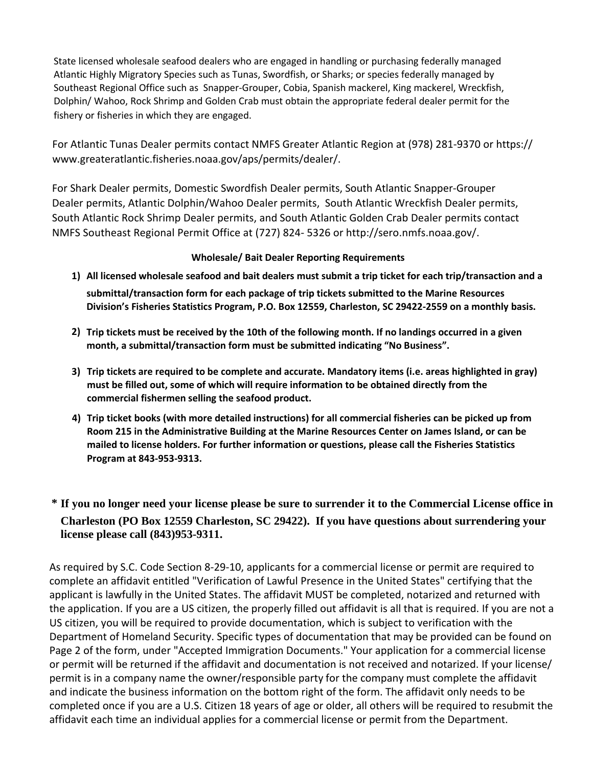State licensed wholesale seafood dealers who are engaged in handling or purchasing federally managed Atlantic Highly Migratory Species such as Tunas, Swordfish, or Sharks; or species federally managed by Southeast Regional Office such as Snapper-Grouper, Cobia, Spanish mackerel, King mackerel, Wreckfish, Dolphin/ Wahoo, Rock Shrimp and Golden Crab must obtain the appropriate federal dealer permit for the fishery or fisheries in which they are engaged.

For Atlantic Tunas Dealer permits contact NMFS Greater Atlantic Region at (978) 281-9370 or https://www.greateratlantic.fisheries.noaa.gov/aps/permits/dealer/.

For Shark Dealer permits, Domestic Swordfish Dealer permits, South Atlantic Snapper-Grouper Dealer permits, Atlantic Dolphin/Wahoo Dealer permits, South Atlantic Wreckfish Dealer permits, South Atlantic Rock Shrimp Dealer permits, and South Atlantic Golden Crab Dealer permits contact NMFS Southeast Regional Permit Office at (727) 824- 5326 or http://sero.nmfs.noaa.gov/.

**Wholesale/ Bait Dealer Reporting Requirements**

1) **All licensed wholesale seafood and bait dealers must submit a trip ticket for each trip/transaction and a submittal/transaction form for each package of trip tickets submitted to the Marine Resources Division's Fisheries Statistics Program, P.O. Box 12559, Charleston, SC 29422-2559 on a monthly basis.**

2) **Trip tickets must be received by the 10th of the following month. If no landings occurred in a given month, a submittal/transaction form must be submitted indicating "No Business".**

3) **Trip tickets are required to be complete and accurate. Mandatory items (i.e. areas highlighted in gray) must be filled out, some of which will require information to be obtained directly from the commercial fishermen selling the seafood product.**

4) **Trip ticket books (with more detailed instructions) for all commercial fisheries can be picked up from Room 215 in the Administrative Building at the Marine Resources Center on James Island, or can be mailed to license holders. For further information or questions, please call the Fisheries Statistics Program at 843-953-9313.**

**\* If you no longer need your license please be sure to surrender it to the Commercial License office in Charleston (PO Box 12559 Charleston, SC 29422). If you have questions about surrendering your license please call (843)953-9311.**

As required by S.C. Code Section 8-29-10, applicants for a commercial license or permit are required to complete an affidavit entitled "Verification of Lawful Presence in the United States" certifying that the applicant is lawfully in the United States. The affidavit MUST be completed, notarized and returned with the application. If you are a US citizen, the properly filled out affidavit is all that is required. If you are not a US citizen, you will be required to provide documentation, which is subject to verification with the Department of Homeland Security. Specific types of documentation that may be provided can be found on Page 2 of the form, under "Accepted Immigration Documents." Your application for a commercial license or permit will be returned if the affidavit and documentation is not received and notarized. If your license/ permit is in a company name the owner/responsible party for the company must complete the affidavit and indicate the business information on the bottom right of the form. The affidavit only needs to be completed once if you are a U.S. Citizen 18 years of age or older, all others will be required to resubmit the affidavit each time an individual applies for a commercial license or permit from the Department.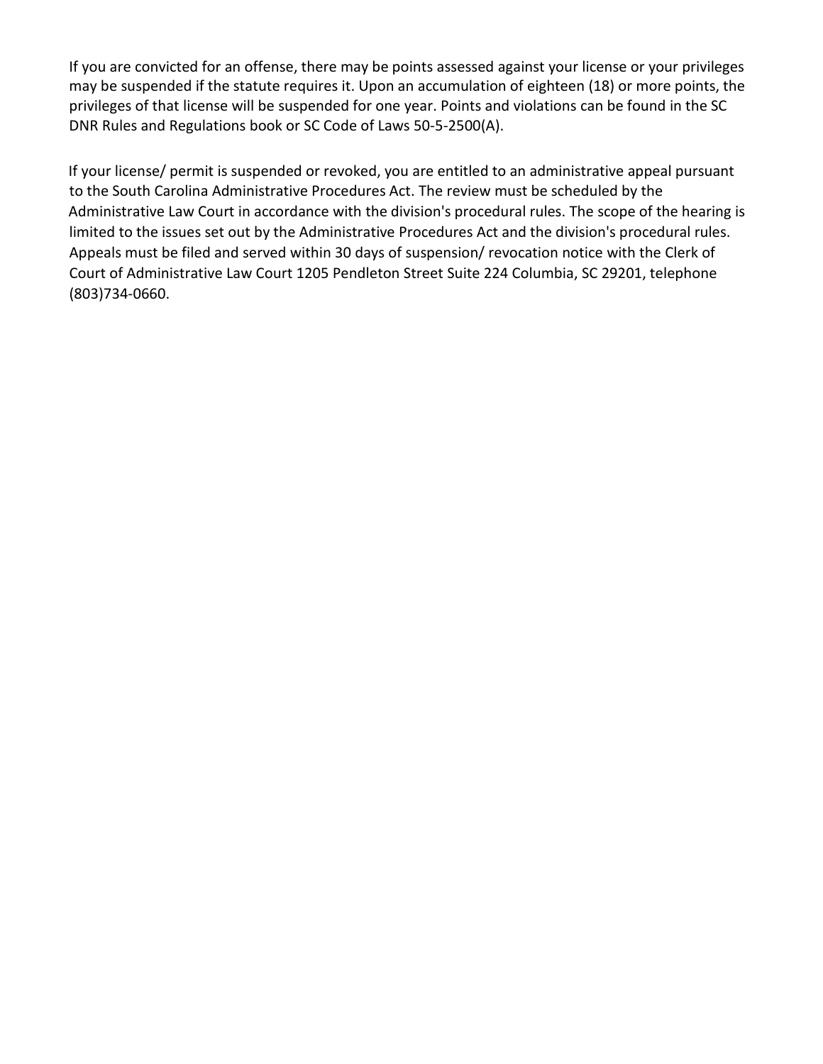If you are convicted for an offense, there may be points assessed against your license or your privileges may be suspended if the statute requires it. Upon an accumulation of eighteen (18) or more points, the privileges of that license will be suspended for one year. Points and violations can be found in the SC DNR Rules and Regulations book or SC Code of Laws 50-5-2500(A).

If your license/ permit is suspended or revoked, you are entitled to an administrative appeal pursuant to the South Carolina Administrative Procedures Act. The review must be scheduled by the Administrative Law Court in accordance with the division's procedural rules. The scope of the hearing is limited to the issues set out by the Administrative Procedures Act and the division's procedural rules. Appeals must be filed and served within 30 days of suspension/ revocation notice with the Clerk of Court of Administrative Law Court 1205 Pendleton Street Suite 224 Columbia, SC 29201, telephone (803)734-0660.